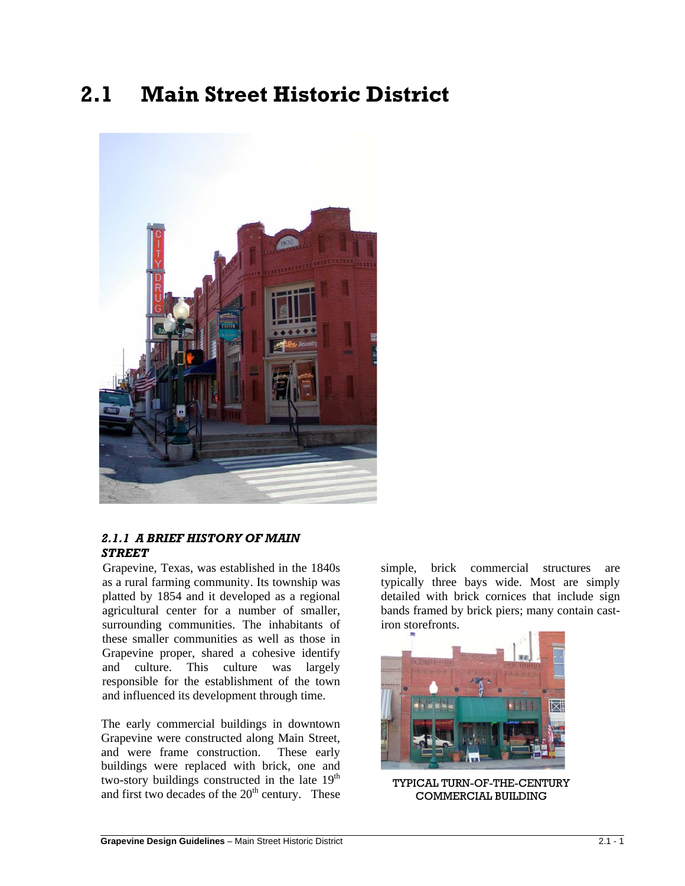# 2.1 Main Street Historic District

### *2.1.1 A BRIEF HISTORY OF MAIN STREET*

Grapevine, Texas, was established in the 1840s as a rural farming community. Its township was platted by 1854 and it developed as a regional agricultural center for a number of smaller, surrounding communities. The inhabitants of these smaller communities as well as those in Grapevine proper, shared a cohesive identify and culture. This culture was largely responsible for the establishment of the town and influenced its development through time.

The early commercial buildings in downtown Grapevine were constructed along Main Street, and were frame construction. These early buildings were replaced with brick, one and two-story buildings constructed in the late 19th and first two decades of the 20th century. These simple, brick commercial structures are typically three bays wide. Most are simply detailed with brick cornices that include sign bands framed by brick piers; many contain cast-iron storefronts.

TYPICAL TURN-OF-THE-CENTURY COMMERCIAL BUILDING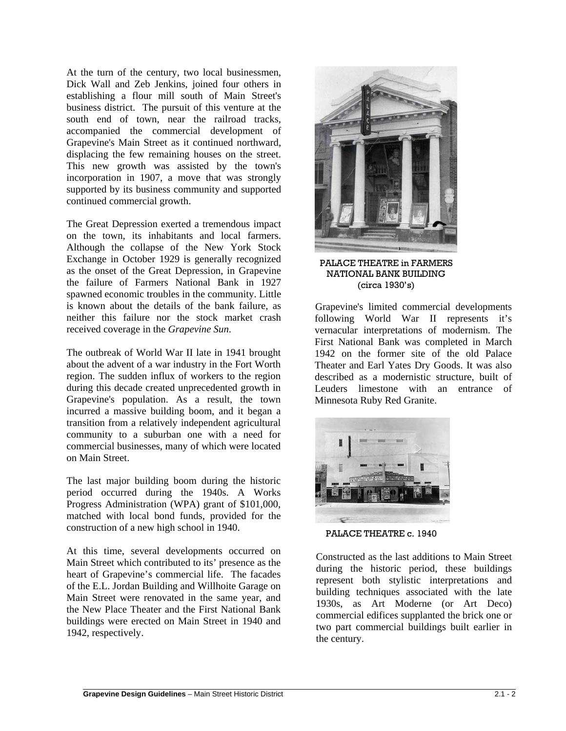At the turn of the century, two local businessmen, Dick Wall and Zeb Jenkins, joined four others in establishing a flour mill south of Main Street's business district. The pursuit of this venture at the south end of town, near the railroad tracks, accompanied the commercial development of Grapevine's Main Street as it continued northward, displacing the few remaining houses on the street. This new growth was assisted by the town's incorporation in 1907, a move that was strongly supported by its business community and supported continued commercial growth.

The Great Depression exerted a tremendous impact on the town, its inhabitants and local farmers. Although the collapse of the New York Stock Exchange in October 1929 is generally recognized as the onset of the Great Depression, in Grapevine the failure of Farmers National Bank in 1927 spawned economic troubles in the community. Little is known about the details of the bank failure, as neither this failure nor the stock market crash received coverage in the *Grapevine Sun*.

The outbreak of World War II late in 1941 brought about the advent of a war industry in the Fort Worth region. The sudden influx of workers to the region during this decade created unprecedented growth in Grapevine's population. As a result, the town incurred a massive building boom, and it began a transition from a relatively independent agricultural community to a suburban one with a need for commercial businesses, many of which were located on Main Street.

The last major building boom during the historic period occurred during the 1940s. A Works Progress Administration (WPA) grant of $101,000, matched with local bond funds, provided for the construction of a new high school in 1940.

At this time, several developments occurred on Main Street which contributed to its' presence as the heart of Grapevine's commercial life. The facades of the E.L. Jordan Building and Willhoite Garage on Main Street were renovated in the same year, and the New Place Theater and the First National Bank buildings were erected on Main Street in 1940 and 1942, respectively.

PALACE THEATRE in FARMERS NATIONAL BANK BUILDING (circa 1930's)

Grapevine's limited commercial developments following World War II represents it's vernacular interpretations of modernism. The First National Bank was completed in March 1942 on the former site of the old Palace Theater and Earl Yates Dry Goods. It was also described as a modernistic structure, built of Leuders limestone with an entrance of Minnesota Ruby Red Granite.

PALACE THEATRE c. 1940

Constructed as the last additions to Main Street during the historic period, these buildings represent both stylistic interpretations and building techniques associated with the late 1930s, as Art Moderne (or Art Deco) commercial edifices supplanted the brick one or two part commercial buildings built earlier in the century.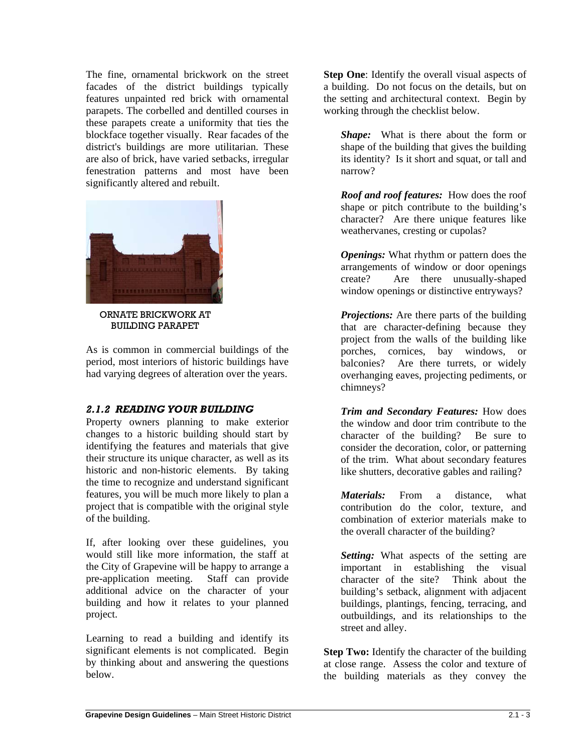The fine, ornamental brickwork on the street facades of the district buildings typically features unpainted red brick with ornamental parapets. The corbelled and dentilled courses in these parapets create a uniformity that ties the blockface together visually. Rear facades of the district's buildings are more utilitarian. These are also of brick, have varied setbacks, irregular fenestration patterns and most have been significantly altered and rebuilt.

ORNATE BRICKWORK AT BUILDING PARAPET

As is common in commercial buildings of the period, most interiors of historic buildings have had varying degrees of alteration over the years.

### *2.1.2 READING YOUR BUILDING*

Property owners planning to make exterior changes to a historic building should start by identifying the features and materials that give their structure its unique character, as well as its historic and non-historic elements. By taking the time to recognize and understand significant features, you will be much more likely to plan a project that is compatible with the original style of the building.

If, after looking over these guidelines, you would still like more information, the staff at the City of Grapevine will be happy to arrange a pre-application meeting. Staff can provide additional advice on the character of your building and how it relates to your planned project.

Learning to read a building and identify its significant elements is not complicated. Begin by thinking about and answering the questions below.

**Step One**: Identify the overall visual aspects of a building. Do not focus on the details, but on the setting and architectural context. Begin by working through the checklist below.

***Shape:*** What is there about the form or shape of the building that gives the building its identity? Is it short and squat, or tall and narrow?

***Roof and roof features:*** How does the roof shape or pitch contribute to the building's character? Are there unique features like weathervanes, cresting or cupolas?

***Openings:*** What rhythm or pattern does the arrangements of window or door openings create? Are there unusually-shaped window openings or distinctive entryways?

***Projections:*** Are there parts of the building that are character-defining because they project from the walls of the building like porches, cornices, bay windows, or balconies? Are there turrets, or widely overhanging eaves, projecting pediments, or chimneys?

***Trim and Secondary Features:*** How does the window and door trim contribute to the character of the building? Be sure to consider the decoration, color, or patterning of the trim. What about secondary features like shutters, decorative gables and railing?

***Materials:*** From a distance, what contribution do the color, texture, and combination of exterior materials make to the overall character of the building?

***Setting:*** What aspects of the setting are important in establishing the visual character of the site? Think about the building's setback, alignment with adjacent buildings, plantings, fencing, terracing, and outbuildings, and its relationships to the street and alley.

**Step Two:** Identify the character of the building at close range. Assess the color and texture of the building materials as they convey the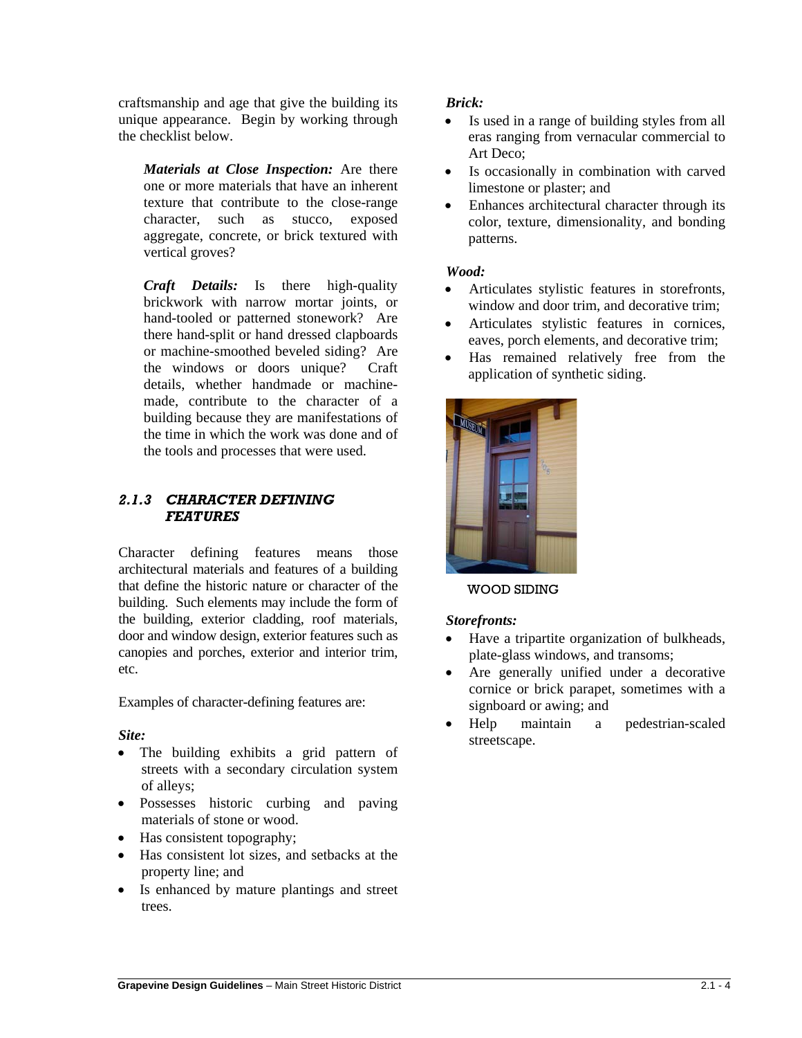craftsmanship and age that give the building its unique appearance. Begin by working through the checklist below.

***Materials at Close Inspection:*** Are there one or more materials that have an inherent texture that contribute to the close-range character, such as stucco, exposed aggregate, concrete, or brick textured with vertical groves?

***Craft Details:*** Is there high-quality brickwork with narrow mortar joints, or hand-tooled or patterned stonework? Are there hand-split or hand dressed clapboards or machine-smoothed beveled siding? Are the windows or doors unique? Craft details, whether handmade or machine-made, contribute to the character of a building because they are manifestations of the time in which the work was done and of the tools and processes that were used.

### 2.1.3 CHARACTER DEFINING FEATURES

Character defining features means those architectural materials and features of a building that define the historic nature or character of the building. Such elements may include the form of the building, exterior cladding, roof materials, door and window design, exterior features such as canopies and porches, exterior and interior trim, etc.

Examples of character-defining features are:

***Site:***

- The building exhibits a grid pattern of streets with a secondary circulation system of alleys;
- Possesses historic curbing and paving materials of stone or wood.
- Has consistent topography;
- Has consistent lot sizes, and setbacks at the property line; and
- Is enhanced by mature plantings and street trees.

***Brick:***

- Is used in a range of building styles from all eras ranging from vernacular commercial to Art Deco;
- Is occasionally in combination with carved limestone or plaster; and
- Enhances architectural character through its color, texture, dimensionality, and bonding patterns.

***Wood:***

- Articulates stylistic features in storefronts, window and door trim, and decorative trim;
- Articulates stylistic features in cornices, eaves, porch elements, and decorative trim;
- Has remained relatively free from the application of synthetic siding.

WOOD SIDING

***Storefronts:***

- Have a tripartite organization of bulkheads, plate-glass windows, and transoms;
- Are generally unified under a decorative cornice or brick parapet, sometimes with a signboard or awing; and
- Help maintain a pedestrian-scaled streetscape.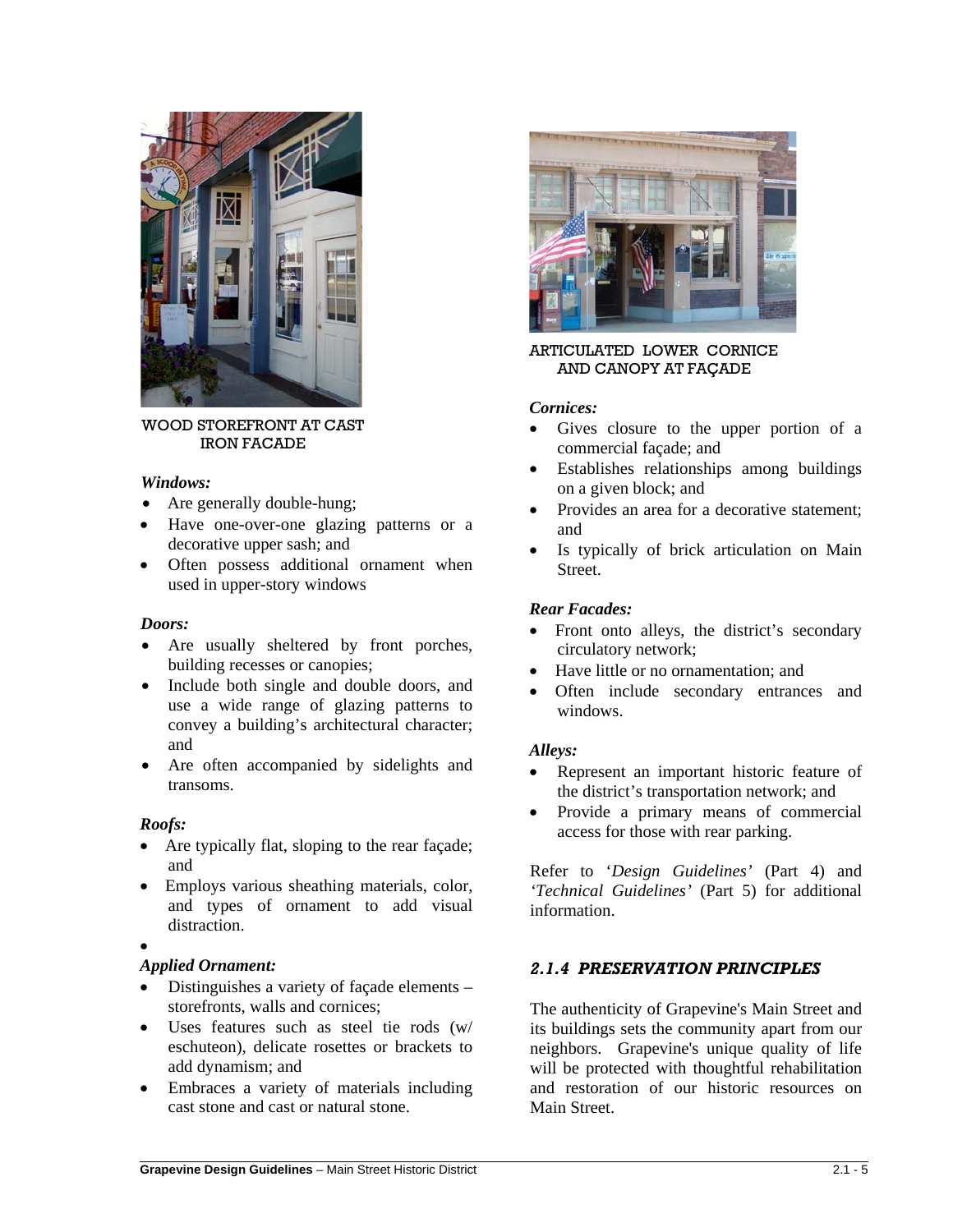WOOD STOREFRONT AT CAST IRON FACADE

*Windows:*

- Are generally double-hung;
- Have one-over-one glazing patterns or a decorative upper sash; and
- Often possess additional ornament when used in upper-story windows

*Doors:*

- Are usually sheltered by front porches, building recesses or canopies;
- Include both single and double doors, and use a wide range of glazing patterns to convey a building's architectural character; and
- Are often accompanied by sidelights and transoms.

*Roofs:*

- Are typically flat, sloping to the rear façade; and
- Employs various sheathing materials, color, and types of ornament to add visual distraction.

*Applied Ornament:*

- Distinguishes a variety of façade elements – storefronts, walls and cornices;
- Uses features such as steel tie rods (w/ eschuteon), delicate rosettes or brackets to add dynamism; and
- Embraces a variety of materials including cast stone and cast or natural stone.

ARTICULATED LOWER CORNICE AND CANOPY AT FAÇADE

*Cornices:*

- Gives closure to the upper portion of a commercial façade; and
- Establishes relationships among buildings on a given block; and
- Provides an area for a decorative statement; and
- Is typically of brick articulation on Main Street.

*Rear Facades:*

- Front onto alleys, the district's secondary circulatory network;
- Have little or no ornamentation; and
- Often include secondary entrances and windows.

*Alleys:*

- Represent an important historic feature of the district's transportation network; and
- Provide a primary means of commercial access for those with rear parking.

Refer to '*Design Guidelines*' (Part 4) and '*Technical Guidelines*' (Part 5) for additional information.

### *2.1.4 PRESERVATION PRINCIPLES*

The authenticity of Grapevine's Main Street and its buildings sets the community apart from our neighbors. Grapevine's unique quality of life will be protected with thoughtful rehabilitation and restoration of our historic resources on Main Street.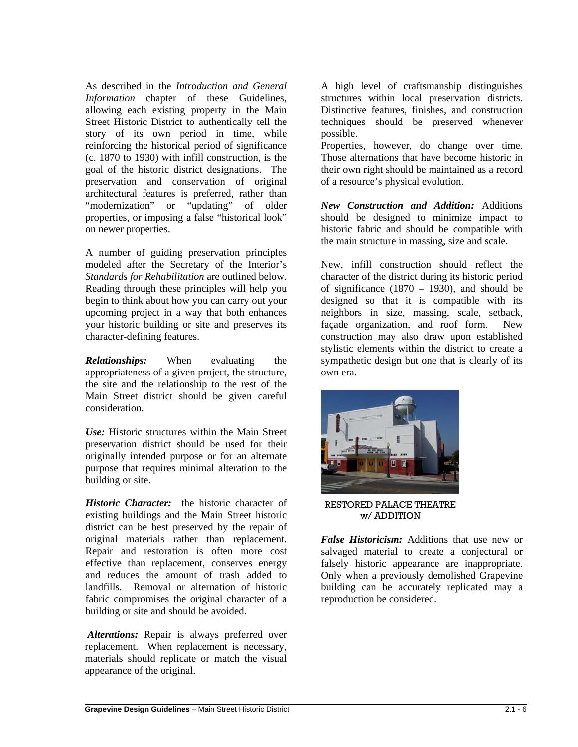As described in the *Introduction and General Information* chapter of these Guidelines, allowing each existing property in the Main Street Historic District to authentically tell the story of its own period in time, while reinforcing the historical period of significance (c. 1870 to 1930) with infill construction, is the goal of the historic district designations. The preservation and conservation of original architectural features is preferred, rather than "modernization" or "updating" of older properties, or imposing a false "historical look" on newer properties.

A number of guiding preservation principles modeled after the Secretary of the Interior's *Standards for Rehabilitation* are outlined below. Reading through these principles will help you begin to think about how you can carry out your upcoming project in a way that both enhances your historic building or site and preserves its character-defining features.

***Relationships:*** When evaluating the appropriateness of a given project, the structure, the site and the relationship to the rest of the Main Street district should be given careful consideration.

***Use:*** Historic structures within the Main Street preservation district should be used for their originally intended purpose or for an alternate purpose that requires minimal alteration to the building or site.

***Historic Character:*** the historic character of existing buildings and the Main Street historic district can be best preserved by the repair of original materials rather than replacement. Repair and restoration is often more cost effective than replacement, conserves energy and reduces the amount of trash added to landfills. Removal or alternation of historic fabric compromises the original character of a building or site and should be avoided.

***Alterations:*** Repair is always preferred over replacement. When replacement is necessary, materials should replicate or match the visual appearance of the original.

A high level of craftsmanship distinguishes structures within local preservation districts. Distinctive features, finishes, and construction techniques should be preserved whenever possible.

Properties, however, do change over time. Those alternations that have become historic in their own right should be maintained as a record of a resource's physical evolution.

***New Construction and Addition:*** Additions should be designed to minimize impact to historic fabric and should be compatible with the main structure in massing, size and scale.

New, infill construction should reflect the character of the district during its historic period of significance (1870 – 1930), and should be designed so that it is compatible with its neighbors in size, massing, scale, setback, façade organization, and roof form. New construction may also draw upon established stylistic elements within the district to create a sympathetic design but one that is clearly of its own era.

RESTORED PALACE THEATRE w/ ADDITION

***False Historicism:*** Additions that use new or salvaged material to create a conjectural or falsely historic appearance are inappropriate. Only when a previously demolished Grapevine building can be accurately replicated may a reproduction be considered.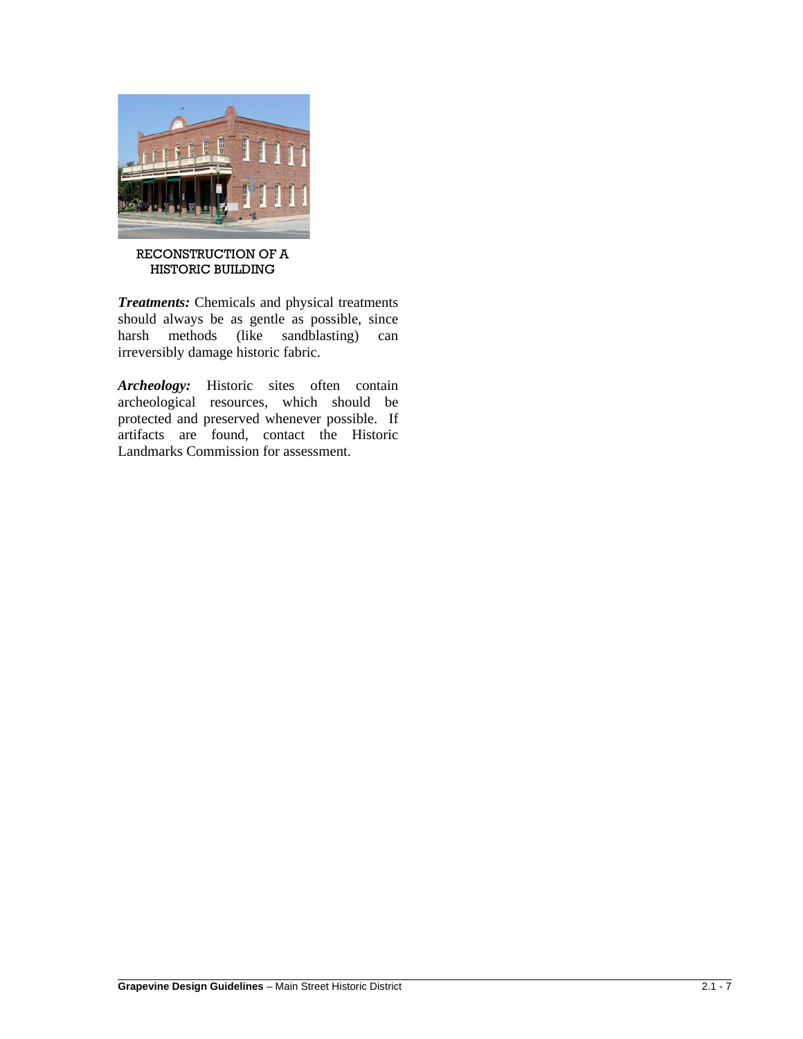RECONSTRUCTION OF A HISTORIC BUILDING

***Treatments:*** Chemicals and physical treatments should always be as gentle as possible, since harsh methods (like sandblasting) can irreversibly damage historic fabric.

***Archeology:*** Historic sites often contain archeological resources, which should be protected and preserved whenever possible. If artifacts are found, contact the Historic Landmarks Commission for assessment.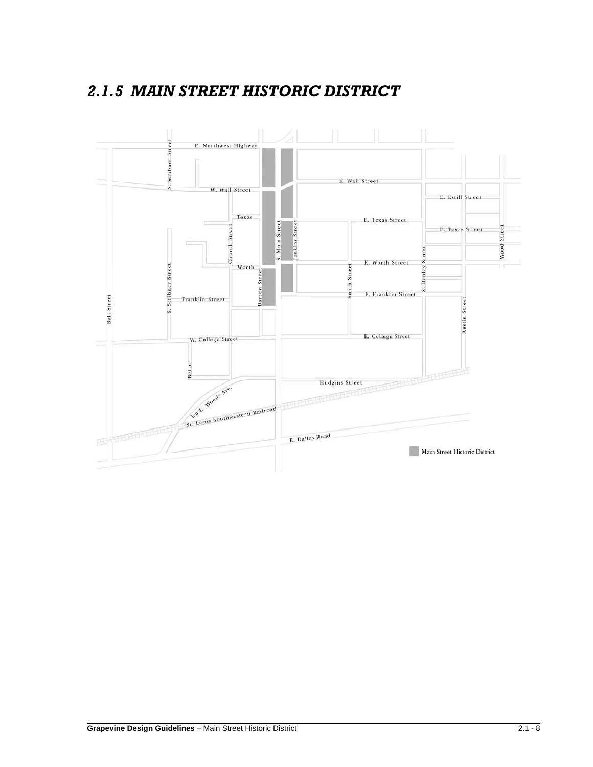## *2.1.5 MAIN STREET HISTORIC DISTRICT*

E. Northwest Highway

S. Scribner Street

E. Wall Street

W. Wall Street

E. Estill Street

Texas

E. Texas Street

E. Texas Street

Church Street

S. Main Street

Jenkins Street

Wood Street

E. Worth Street

S. Dooley Street

Worth

S. Scribner Street

Barton Street

Smith Street

E. Franklin Street

Ball Street

Franklin Street

Austin Street

W. College Street

E. College Street

Bellar

Hudgins Street

Ira E. Woods Ave.

St. Louis Southwestern Railroad

E. Dallas Road

Main Street Historic District